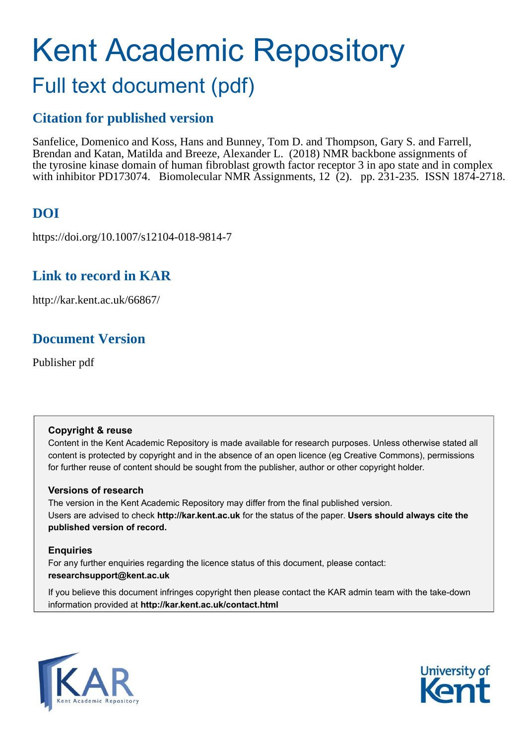# Kent Academic Repository

## Full text document (pdf)

### Citation for published version

Sanfelice, Domenico and Koss, Hans and Bunney, Tom D. and Thompson, Gary S. and Farrell, Brendan and Katan, Matilda and Breeze, Alexander L. (2018) NMR backbone assignments of the tyrosine kinase domain of human fibroblast growth factor receptor 3 in apo state and in complex with inhibitor PD173074. Biomolecular NMR Assignments, 12 (2). pp. 231-235. ISSN 1874-2718.

### DOI

https://doi.org/10.1007/s12104-018-9814-7

### Link to record in KAR

http://kar.kent.ac.uk/66867/

### Document Version

Publisher pdf

**Copyright & reuse**

Content in the Kent Academic Repository is made available for research purposes. Unless otherwise stated all content is protected by copyright and in the absence of an open licence (eg Creative Commons), permissions for further reuse of content should be sought from the publisher, author or other copyright holder.

**Versions of research**

The version in the Kent Academic Repository may differ from the final published version. Users are advised to check **http://kar.kent.ac.uk** for the status of the paper. **Users should always cite the published version of record.**

**Enquiries**

For any further enquiries regarding the licence status of this document, please contact: **researchsupport@kent.ac.uk**

If you believe this document infringes copyright then please contact the KAR admin team with the take-down information provided at **http://kar.kent.ac.uk/contact.html**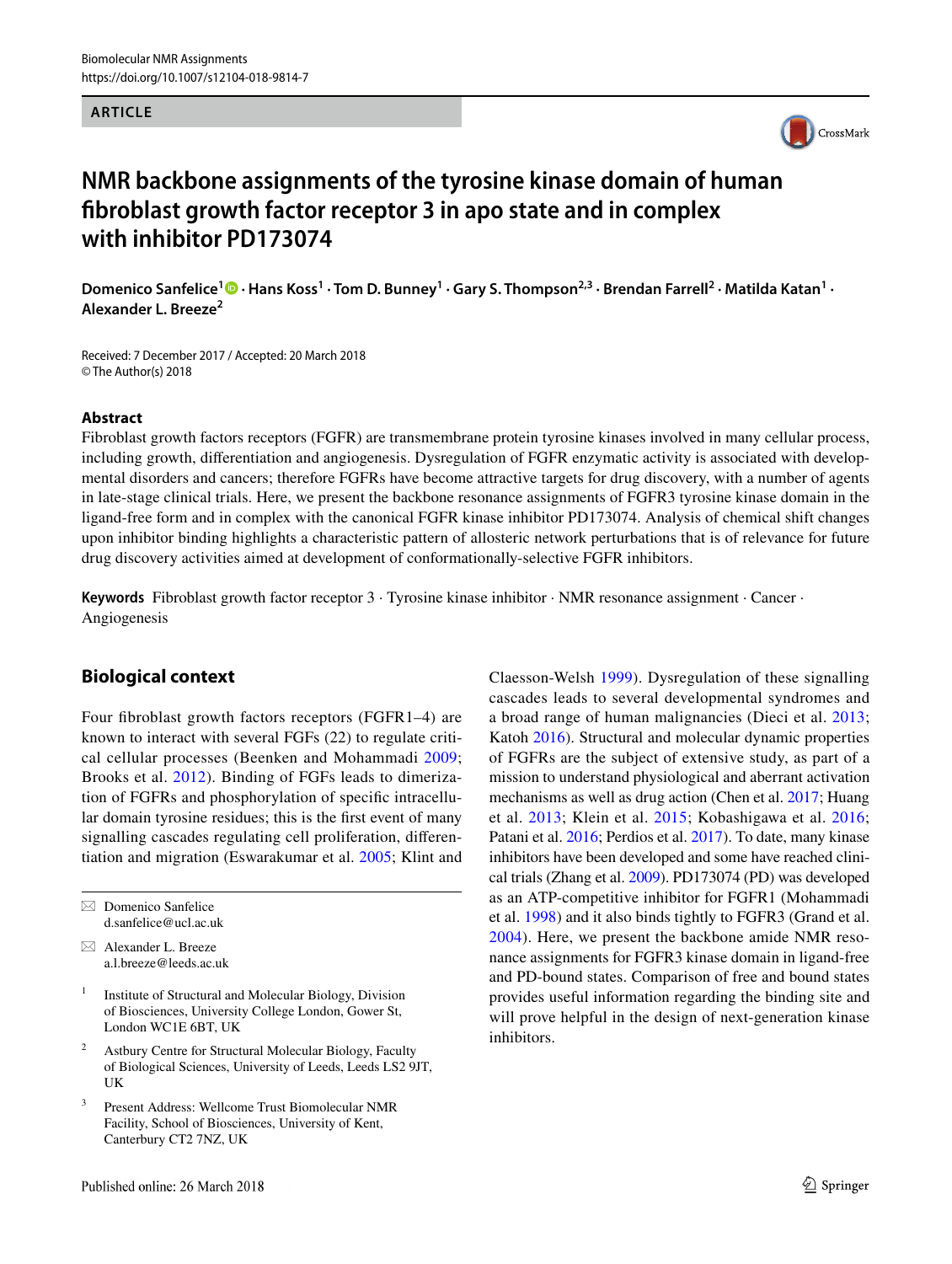Biomolecular NMR Assignments
https://doi.org/10.1007/s12104-018-9814-7

**ARTICLE**

# NMR backbone assignments of the tyrosine kinase domain of human fibroblast growth factor receptor 3 in apo state and in complex with inhibitor PD173074

**Domenico Sanfelice**[1] · **Hans Koss**[1] · **Tom D. Bunney**[1] · **Gary S. Thompson**[2,3] · **Brendan Farrell**[2] · **Matilda Katan**[1] · **Alexander L. Breeze**[2]

Received: 7 December 2017 / Accepted: 20 March 2018
© The Author(s) 2018

## Abstract

Fibroblast growth factors receptors (FGFR) are transmembrane protein tyrosine kinases involved in many cellular process, including growth, differentiation and angiogenesis. Dysregulation of FGFR enzymatic activity is associated with developmental disorders and cancers; therefore FGFRs have become attractive targets for drug discovery, with a number of agents in late-stage clinical trials. Here, we present the backbone resonance assignments of FGFR3 tyrosine kinase domain in the ligand-free form and in complex with the canonical FGFR kinase inhibitor PD173074. Analysis of chemical shift changes upon inhibitor binding highlights a characteristic pattern of allosteric network perturbations that is of relevance for future drug discovery activities aimed at development of conformationally-selective FGFR inhibitors.

**Keywords** Fibroblast growth factor receptor 3 · Tyrosine kinase inhibitor · NMR resonance assignment · Cancer · Angiogenesis

## Biological context

Four fibroblast growth factors receptors (FGFR1–4) are known to interact with several FGFs (22) to regulate critical cellular processes (Beenken and Mohammadi 2009; Brooks et al. 2012). Binding of FGFs leads to dimerization of FGFRs and phosphorylation of specific intracellular domain tyrosine residues; this is the first event of many signalling cascades regulating cell proliferation, differentiation and migration (Eswarakumar et al. 2005; Klint and Claesson-Welsh 1999). Dysregulation of these signalling cascades leads to several developmental syndromes and a broad range of human malignancies (Dieci et al. 2013; Katoh 2016). Structural and molecular dynamic properties of FGFRs are the subject of extensive study, as part of a mission to understand physiological and aberrant activation mechanisms as well as drug action (Chen et al. 2017; Huang et al. 2013; Klein et al. 2015; Kobashigawa et al. 2016; Patani et al. 2016; Perdios et al. 2017). To date, many kinase inhibitors have been developed and some have reached clinical trials (Zhang et al. 2009). PD173074 (PD) was developed as an ATP-competitive inhibitor for FGFR1 (Mohammadi et al. 1998) and it also binds tightly to FGFR3 (Grand et al. 2004). Here, we present the backbone amide NMR resonance assignments for FGFR3 kinase domain in ligand-free and PD-bound states. Comparison of free and bound states provides useful information regarding the binding site and will prove helpful in the design of next-generation kinase inhibitors.

---

✉ Domenico Sanfelice
d.sanfelice@ucl.ac.uk

✉ Alexander L. Breeze
a.l.breeze@leeds.ac.uk

[1] Institute of Structural and Molecular Biology, Division of Biosciences, University College London, Gower St, London WC1E 6BT, UK

[2] Astbury Centre for Structural Molecular Biology, Faculty of Biological Sciences, University of Leeds, Leeds LS2 9JT, UK

[3] Present Address: Wellcome Trust Biomolecular NMR Facility, School of Biosciences, University of Kent, Canterbury CT2 7NZ, UK

Published online: 26 March 2018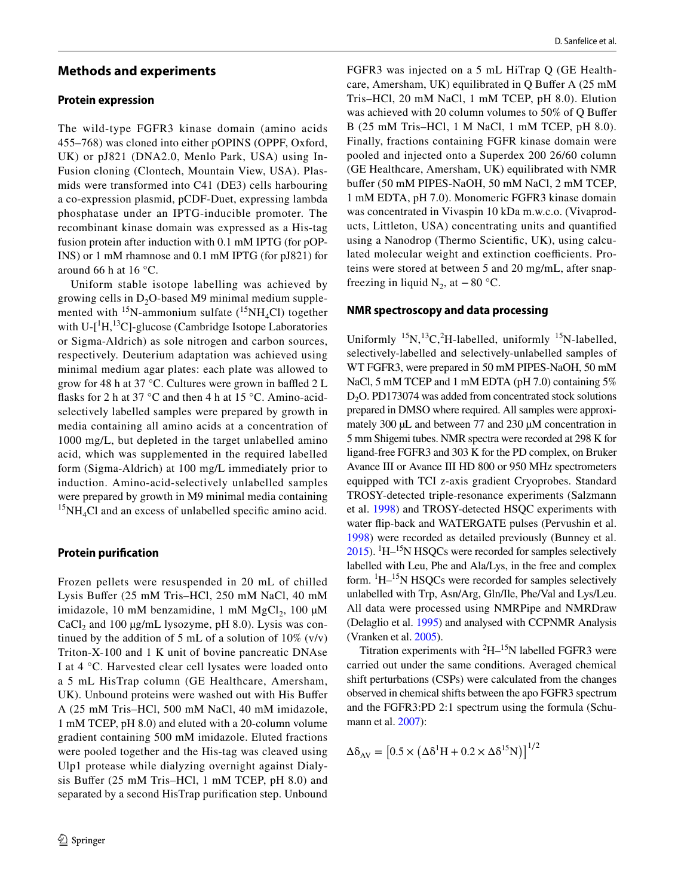## Methods and experiments

### Protein expression

The wild-type FGFR3 kinase domain (amino acids 455–768) was cloned into either pOPINS (OPPF, Oxford, UK) or pJ821 (DNA2.0, Menlo Park, USA) using In-Fusion cloning (Clontech, Mountain View, USA). Plasmids were transformed into C41 (DE3) cells harbouring a co-expression plasmid, pCDF-Duet, expressing lambda phosphatase under an IPTG-inducible promoter. The recombinant kinase domain was expressed as a His-tag fusion protein after induction with 0.1 mM IPTG (for pOPINS) or 1 mM rhamnose and 0.1 mM IPTG (for pJ821) for around 66 h at 16 °C.

Uniform stable isotope labelling was achieved by growing cells in $D_2O$-based M9 minimal medium supplemented with $^{15}$N-ammonium sulfate ($^{15}NH_4Cl$) together with U-[$^{1}$H,$^{13}$C]-glucose (Cambridge Isotope Laboratories or Sigma-Aldrich) as sole nitrogen and carbon sources, respectively. Deuterium adaptation was achieved using minimal medium agar plates: each plate was allowed to grow for 48 h at 37 °C. Cultures were grown in baffled 2 L flasks for 2 h at 37 °C and then 4 h at 15 °C. Amino-acid-selectively labelled samples were prepared by growth in media containing all amino acids at a concentration of 1000 mg/L, but depleted in the target unlabelled amino acid, which was supplemented in the required labelled form (Sigma-Aldrich) at 100 mg/L immediately prior to induction. Amino-acid-selectively unlabelled samples were prepared by growth in M9 minimal media containing $^{15}NH_4Cl$ and an excess of unlabelled specific amino acid.

### Protein purification

Frozen pellets were resuspended in 20 mL of chilled Lysis Buffer (25 mM Tris–HCl, 250 mM NaCl, 40 mM imidazole, 10 mM benzamidine, 1 mM $MgCl_2$, 100 µM $CaCl_2$ and 100 µg/mL lysozyme, pH 8.0). Lysis was continued by the addition of 5 mL of a solution of 10% (v/v) Triton-X-100 and 1 K unit of bovine pancreatic DNAse I at 4 °C. Harvested clear cell lysates were loaded onto a 5 mL HisTrap column (GE Healthcare, Amersham, UK). Unbound proteins were washed out with His Buffer A (25 mM Tris–HCl, 500 mM NaCl, 40 mM imidazole, 1 mM TCEP, pH 8.0) and eluted with a 20-column volume gradient containing 500 mM imidazole. Eluted fractions were pooled together and the His-tag was cleaved using Ulp1 protease while dialyzing overnight against Dialysis Buffer (25 mM Tris–HCl, 1 mM TCEP, pH 8.0) and separated by a second HisTrap purification step. Unbound FGFR3 was injected on a 5 mL HiTrap Q (GE Healthcare, Amersham, UK) equilibrated in Q Buffer A (25 mM Tris–HCl, 20 mM NaCl, 1 mM TCEP, pH 8.0). Elution was achieved with 20 column volumes to 50% of Q Buffer B (25 mM Tris–HCl, 1 M NaCl, 1 mM TCEP, pH 8.0). Finally, fractions containing FGFR kinase domain were pooled and injected onto a Superdex 200 26/60 column (GE Healthcare, Amersham, UK) equilibrated with NMR buffer (50 mM PIPES-NaOH, 50 mM NaCl, 2 mM TCEP, 1 mM EDTA, pH 7.0). Monomeric FGFR3 kinase domain was concentrated in Vivaspin 10 kDa m.w.c.o. (Vivaproducts, Littleton, USA) concentrating units and quantified using a Nanodrop (Thermo Scientific, UK), using calculated molecular weight and extinction coefficients. Proteins were stored at between 5 and 20 mg/mL, after snap-freezing in liquid $N_2$, at −80 °C.

### NMR spectroscopy and data processing

Uniformly $^{15}$N,$^{13}$C,$^{2}$H-labelled, uniformly $^{15}$N-labelled, selectively-labelled and selectively-unlabelled samples of WT FGFR3, were prepared in 50 mM PIPES-NaOH, 50 mM NaCl, 5 mM TCEP and 1 mM EDTA (pH 7.0) containing 5% $D_2O$. PD173074 was added from concentrated stock solutions prepared in DMSO where required. All samples were approximately 300 µL and between 77 and 230 µM concentration in 5 mm Shigemi tubes. NMR spectra were recorded at 298 K for ligand-free FGFR3 and 303 K for the PD complex, on Bruker Avance III or Avance III HD 800 or 950 MHz spectrometers equipped with TCI z-axis gradient Cryoprobes. Standard TROSY-detected triple-resonance experiments (Salzmann et al. 1998) and TROSY-detected HSQC experiments with water flip-back and WATERGATE pulses (Pervushin et al. 1998) were recorded as detailed previously (Bunney et al. 2015). $^{1}$H–$^{15}$N HSQCs were recorded for samples selectively labelled with Leu, Phe and Ala/Lys, in the free and complex form. $^{1}$H–$^{15}$N HSQCs were recorded for samples selectively unlabelled with Trp, Asn/Arg, Gln/Ile, Phe/Val and Lys/Leu. All data were processed using NMRPipe and NMRDraw (Delaglio et al. 1995) and analysed with CCPNMR Analysis (Vranken et al. 2005).

Titration experiments with $^{2}$H–$^{15}$N labelled FGFR3 were carried out under the same conditions. Averaged chemical shift perturbations (CSPs) were calculated from the changes observed in chemical shifts between the apo FGFR3 spectrum and the FGFR3:PD 2:1 spectrum using the formula (Schumann et al. 2007):

$$\Delta\delta_{AV} = \left[0.5 \times \left(\Delta\delta^{1}\mathrm{H} + 0.2 \times \Delta\delta^{15}\mathrm{N}\right)\right]^{1/2}$$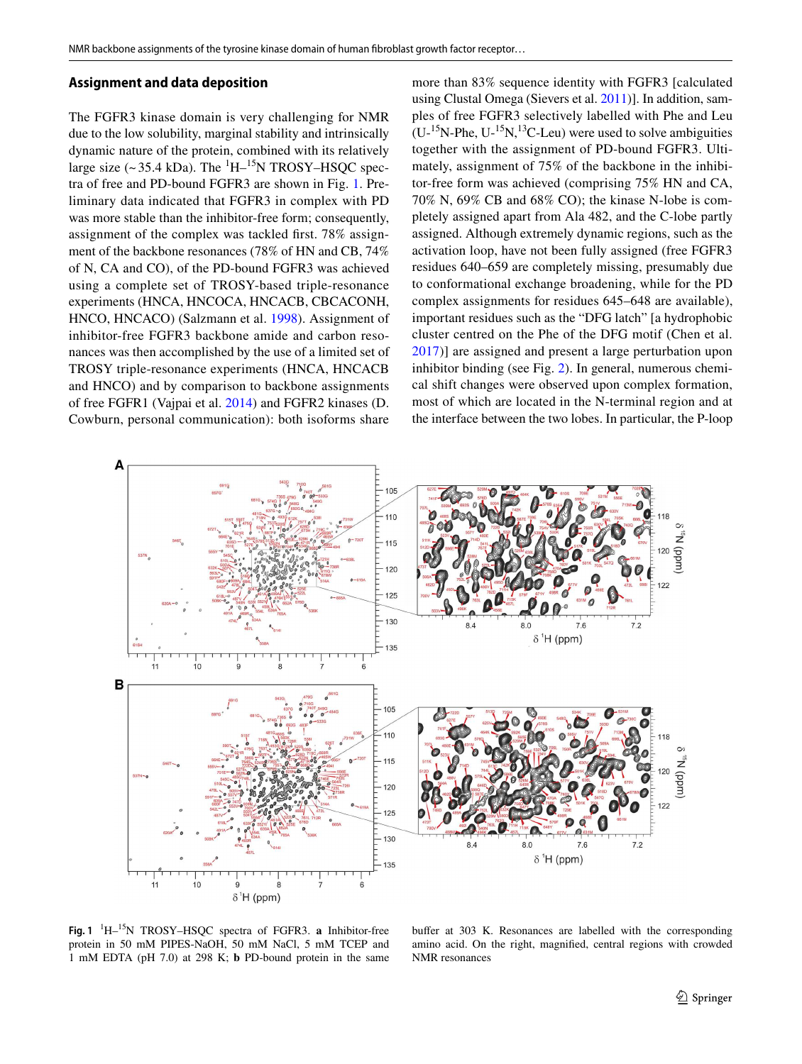## Assignment and data deposition

The FGFR3 kinase domain is very challenging for NMR due to the low solubility, marginal stability and intrinsically dynamic nature of the protein, combined with its relatively large size (~ 35.4 kDa). The $^{1}H$–$^{15}N$ TROSY–HSQC spectra of free and PD-bound FGFR3 are shown in Fig. 1. Preliminary data indicated that FGFR3 in complex with PD was more stable than the inhibitor-free form; consequently, assignment of the complex was tackled first. 78% assignment of the backbone resonances (78% of HN and CB, 74% of N, CA and CO), of the PD-bound FGFR3 was achieved using a complete set of TROSY-based triple-resonance experiments (HNCA, HNCOCA, HNCACB, CBCACONH, HNCO, HNCACO) (Salzmann et al. 1998). Assignment of inhibitor-free FGFR3 backbone amide and carbon resonances was then accomplished by the use of a limited set of TROSY triple-resonance experiments (HNCA, HNCACB and HNCO) and by comparison to backbone assignments of free FGFR1 (Vajpai et al. 2014) and FGFR2 kinases (D. Cowburn, personal communication): both isoforms share more than 83% sequence identity with FGFR3 [calculated using Clustal Omega (Sievers et al. 2011)]. In addition, samples of free FGFR3 selectively labelled with Phe and Leu (U-$^{15}$N-Phe, U-$^{15}$N,$^{13}$C-Leu) were used to solve ambiguities together with the assignment of PD-bound FGFR3. Ultimately, assignment of 75% of the backbone in the inhibitor-free form was achieved (comprising 75% HN and CA, 70% N, 69% CB and 68% CO); the kinase N-lobe is completely assigned apart from Ala 482, and the C-lobe partly assigned. Although extremely dynamic regions, such as the activation loop, have not been fully assigned (free FGFR3 residues 640–659 are completely missing, presumably due to conformational exchange broadening, while for the PD complex assignments for residues 645–648 are available), important residues such as the "DFG latch" [a hydrophobic cluster centred on the Phe of the DFG motif (Chen et al. 2017)] are assigned and present a large perturbation upon inhibitor binding (see Fig. 2). In general, numerous chemical shift changes were observed upon complex formation, most of which are located in the N-terminal region and at the interface between the two lobes. In particular, the P-loop

**Fig. 1** $^{1}H$–$^{15}N$ TROSY–HSQC spectra of FGFR3. **a** Inhibitor-free protein in 50 mM PIPES-NaOH, 50 mM NaCl, 5 mM TCEP and 1 mM EDTA (pH 7.0) at 298 K; **b** PD-bound protein in the same buffer at 303 K. Resonances are labelled with the corresponding amino acid. On the right, magnified, central regions with crowded NMR resonances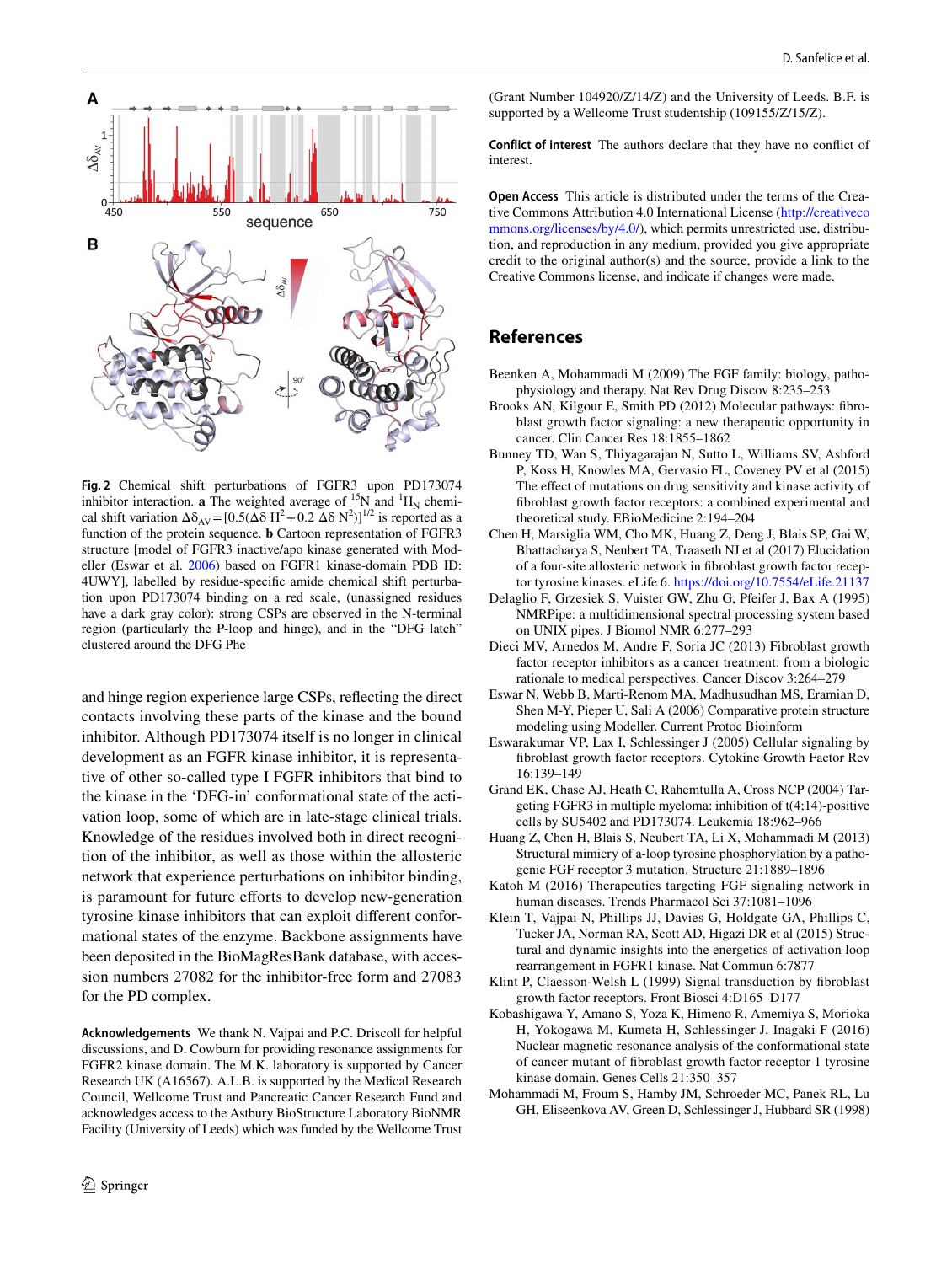**Fig. 2** Chemical shift perturbations of FGFR3 upon PD173074 inhibitor interaction. **a** The weighted average of $^{15}$N and $^{1}$H$_N$ chemical shift variation $\Delta\delta_{AV} = [0.5(\Delta\delta\ H^2 + 0.2\ \Delta\delta\ N^2)]^{1/2}$ is reported as a function of the protein sequence. **b** Cartoon representation of FGFR3 structure [model of FGFR3 inactive/apo kinase generated with Modeller (Eswar et al. 2006) based on FGFR1 kinase-domain PDB ID: 4UWY], labelled by residue-specific amide chemical shift perturbation upon PD173074 binding on a red scale, (unassigned residues have a dark gray color): strong CSPs are observed in the N-terminal region (particularly the P-loop and hinge), and in the "DFG latch" clustered around the DFG Phe

and hinge region experience large CSPs, reflecting the direct contacts involving these parts of the kinase and the bound inhibitor. Although PD173074 itself is no longer in clinical development as an FGFR kinase inhibitor, it is representative of other so-called type I FGFR inhibitors that bind to the kinase in the 'DFG-in' conformational state of the activation loop, some of which are in late-stage clinical trials. Knowledge of the residues involved both in direct recognition of the inhibitor, as well as those within the allosteric network that experience perturbations on inhibitor binding, is paramount for future efforts to develop new-generation tyrosine kinase inhibitors that can exploit different conformational states of the enzyme. Backbone assignments have been deposited in the BioMagResBank database, with accession numbers 27082 for the inhibitor-free form and 27083 for the PD complex.

**Acknowledgements** We thank N. Vajpai and P.C. Driscoll for helpful discussions, and D. Cowburn for providing resonance assignments for FGFR2 kinase domain. The M.K. laboratory is supported by Cancer Research UK (A16567). A.L.B. is supported by the Medical Research Council, Wellcome Trust and Pancreatic Cancer Research Fund and acknowledges access to the Astbury BioStructure Laboratory BioNMR Facility (University of Leeds) which was funded by the Wellcome Trust (Grant Number 104920/Z/14/Z) and the University of Leeds. B.F. is supported by a Wellcome Trust studentship (109155/Z/15/Z).

**Conflict of interest** The authors declare that they have no conflict of interest.

**Open Access** This article is distributed under the terms of the Creative Commons Attribution 4.0 International License (http://creativecommons.org/licenses/by/4.0/), which permits unrestricted use, distribution, and reproduction in any medium, provided you give appropriate credit to the original author(s) and the source, provide a link to the Creative Commons license, and indicate if changes were made.

## References

Beenken A, Mohammadi M (2009) The FGF family: biology, pathophysiology and therapy. Nat Rev Drug Discov 8:235–253

Brooks AN, Kilgour E, Smith PD (2012) Molecular pathways: fibroblast growth factor signaling: a new therapeutic opportunity in cancer. Clin Cancer Res 18:1855–1862

Bunney TD, Wan S, Thiyagarajan N, Sutto L, Williams SV, Ashford P, Koss H, Knowles MA, Gervasio FL, Coveney PV et al (2015) The effect of mutations on drug sensitivity and kinase activity of fibroblast growth factor receptors: a combined experimental and theoretical study. EBioMedicine 2:194–204

Chen H, Marsiglia WM, Cho MK, Huang Z, Deng J, Blais SP, Gai W, Bhattacharya S, Neubert TA, Traaseth NJ et al (2017) Elucidation of a four-site allosteric network in fibroblast growth factor receptor tyrosine kinases. eLife 6. https://doi.org/10.7554/eLife.21137

Delaglio F, Grzesiek S, Vuister GW, Zhu G, Pfeifer J, Bax A (1995) NMRPipe: a multidimensional spectral processing system based on UNIX pipes. J Biomol NMR 6:277–293

Dieci MV, Arnedos M, Andre F, Soria JC (2013) Fibroblast growth factor receptor inhibitors as a cancer treatment: from a biologic rationale to medical perspectives. Cancer Discov 3:264–279

Eswar N, Webb B, Marti-Renom MA, Madhusudhan MS, Eramian D, Shen M-Y, Pieper U, Sali A (2006) Comparative protein structure modeling using Modeller. Current Protoc Bioinform

Eswarakumar VP, Lax I, Schlessinger J (2005) Cellular signaling by fibroblast growth factor receptors. Cytokine Growth Factor Rev 16:139–149

Grand EK, Chase AJ, Heath C, Rahemtulla A, Cross NCP (2004) Targeting FGFR3 in multiple myeloma: inhibition of t(4;14)-positive cells by SU5402 and PD173074. Leukemia 18:962–966

Huang Z, Chen H, Blais S, Neubert TA, Li X, Mohammadi M (2013) Structural mimicry of a-loop tyrosine phosphorylation by a pathogenic FGF receptor 3 mutation. Structure 21:1889–1896

Katoh M (2016) Therapeutics targeting FGF signaling network in human diseases. Trends Pharmacol Sci 37:1081–1096

Klein T, Vajpai N, Phillips JJ, Davies G, Holdgate GA, Phillips C, Tucker JA, Norman RA, Scott AD, Higazi DR et al (2015) Structural and dynamic insights into the energetics of activation loop rearrangement in FGFR1 kinase. Nat Commun 6:7877

Klint P, Claesson-Welsh L (1999) Signal transduction by fibroblast growth factor receptors. Front Biosci 4:D165–D177

Kobashigawa Y, Amano S, Yoza K, Himeno R, Amemiya S, Morioka H, Yokogawa M, Kumeta H, Schlessinger J, Inagaki F (2016) Nuclear magnetic resonance analysis of the conformational state of cancer mutant of fibroblast growth factor receptor 1 tyrosine kinase domain. Genes Cells 21:350–357

Mohammadi M, Froum S, Hamby JM, Schroeder MC, Panek RL, Lu GH, Eliseenkova AV, Green D, Schlessinger J, Hubbard SR (1998)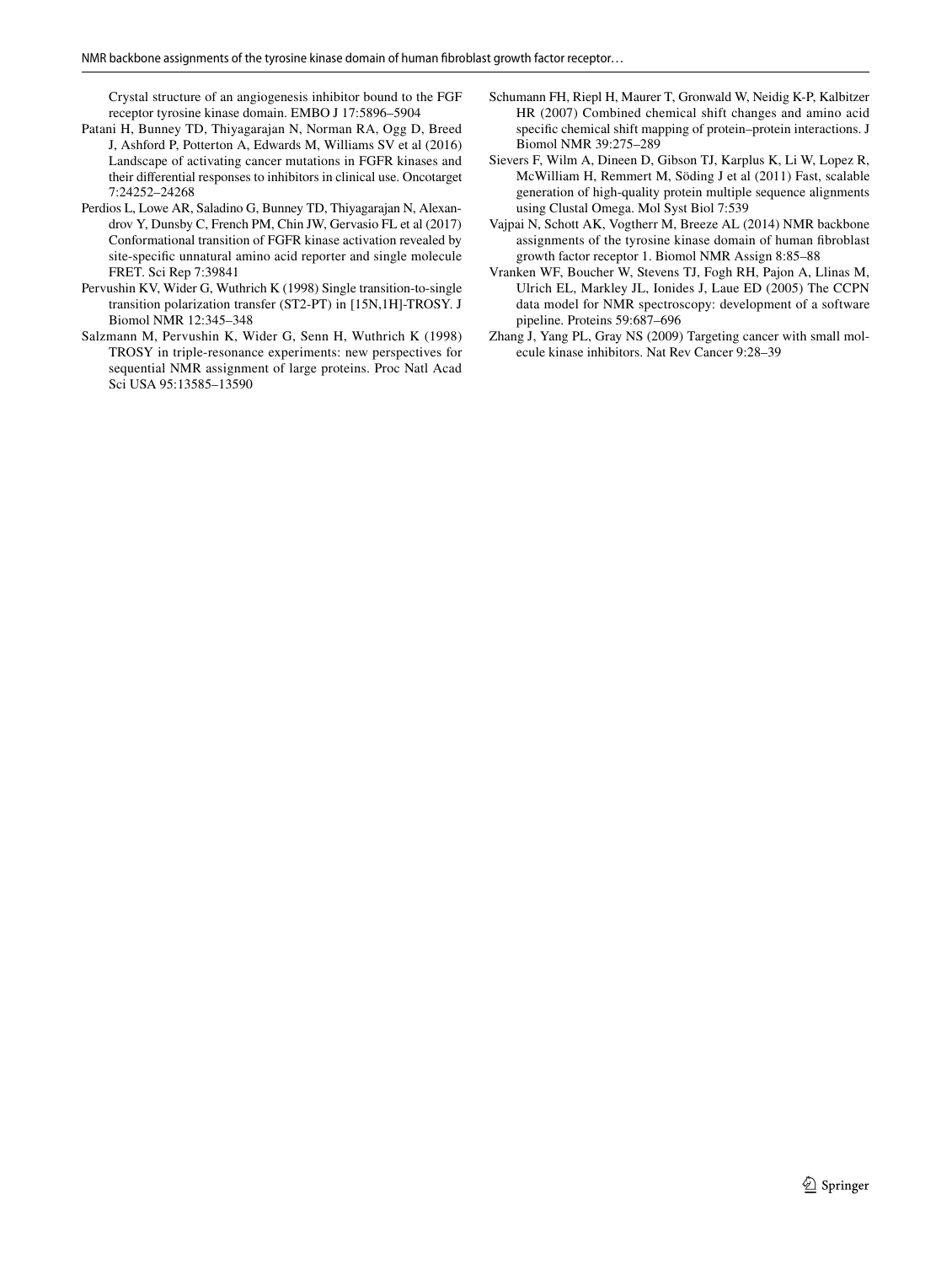Crystal structure of an angiogenesis inhibitor bound to the FGF receptor tyrosine kinase domain. EMBO J 17:5896–5904

Patani H, Bunney TD, Thiyagarajan N, Norman RA, Ogg D, Breed J, Ashford P, Potterton A, Edwards M, Williams SV et al (2016) Landscape of activating cancer mutations in FGFR kinases and their differential responses to inhibitors in clinical use. Oncotarget 7:24252–24268

Perdios L, Lowe AR, Saladino G, Bunney TD, Thiyagarajan N, Alexandrov Y, Dunsby C, French PM, Chin JW, Gervasio FL et al (2017) Conformational transition of FGFR kinase activation revealed by site-specific unnatural amino acid reporter and single molecule FRET. Sci Rep 7:39841

Pervushin KV, Wider G, Wuthrich K (1998) Single transition-to-single transition polarization transfer (ST2-PT) in [15N,1H]-TROSY. J Biomol NMR 12:345–348

Salzmann M, Pervushin K, Wider G, Senn H, Wuthrich K (1998) TROSY in triple-resonance experiments: new perspectives for sequential NMR assignment of large proteins. Proc Natl Acad Sci USA 95:13585–13590

Schumann FH, Riepl H, Maurer T, Gronwald W, Neidig K-P, Kalbitzer HR (2007) Combined chemical shift changes and amino acid specific chemical shift mapping of protein–protein interactions. J Biomol NMR 39:275–289

Sievers F, Wilm A, Dineen D, Gibson TJ, Karplus K, Li W, Lopez R, McWilliam H, Remmert M, Söding J et al (2011) Fast, scalable generation of high-quality protein multiple sequence alignments using Clustal Omega. Mol Syst Biol 7:539

Vajpai N, Schott AK, Vogtherr M, Breeze AL (2014) NMR backbone assignments of the tyrosine kinase domain of human fibroblast growth factor receptor 1. Biomol NMR Assign 8:85–88

Vranken WF, Boucher W, Stevens TJ, Fogh RH, Pajon A, Llinas M, Ulrich EL, Markley JL, Ionides J, Laue ED (2005) The CCPN data model for NMR spectroscopy: development of a software pipeline. Proteins 59:687–696

Zhang J, Yang PL, Gray NS (2009) Targeting cancer with small molecule kinase inhibitors. Nat Rev Cancer 9:28–39